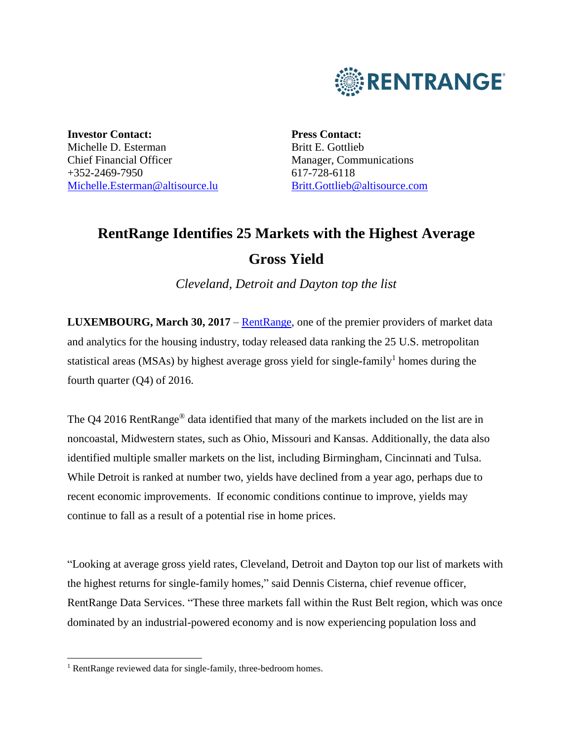RENTRANGE®

**Investor Contact:**
Michelle D. Esterman
Chief Financial Officer
+352-2469-7950
Michelle.Esterman@altisource.lu

**Press Contact:**
Britt E. Gottlieb
Manager, Communications
617-728-6118
Britt.Gottlieb@altisource.com

# RentRange Identifies 25 Markets with the Highest Average Gross Yield

*Cleveland, Detroit and Dayton top the list*

**LUXEMBOURG, March 30, 2017** – RentRange, one of the premier providers of market data and analytics for the housing industry, today released data ranking the 25 U.S. metropolitan statistical areas (MSAs) by highest average gross yield for single-family[1] homes during the fourth quarter (Q4) of 2016.

The Q4 2016 RentRange® data identified that many of the markets included on the list are in noncoastal, Midwestern states, such as Ohio, Missouri and Kansas. Additionally, the data also identified multiple smaller markets on the list, including Birmingham, Cincinnati and Tulsa. While Detroit is ranked at number two, yields have declined from a year ago, perhaps due to recent economic improvements. If economic conditions continue to improve, yields may continue to fall as a result of a potential rise in home prices.

"Looking at average gross yield rates, Cleveland, Detroit and Dayton top our list of markets with the highest returns for single-family homes," said Dennis Cisterna, chief revenue officer, RentRange Data Services. "These three markets fall within the Rust Belt region, which was once dominated by an industrial-powered economy and is now experiencing population loss and

[1] RentRange reviewed data for single-family, three-bedroom homes.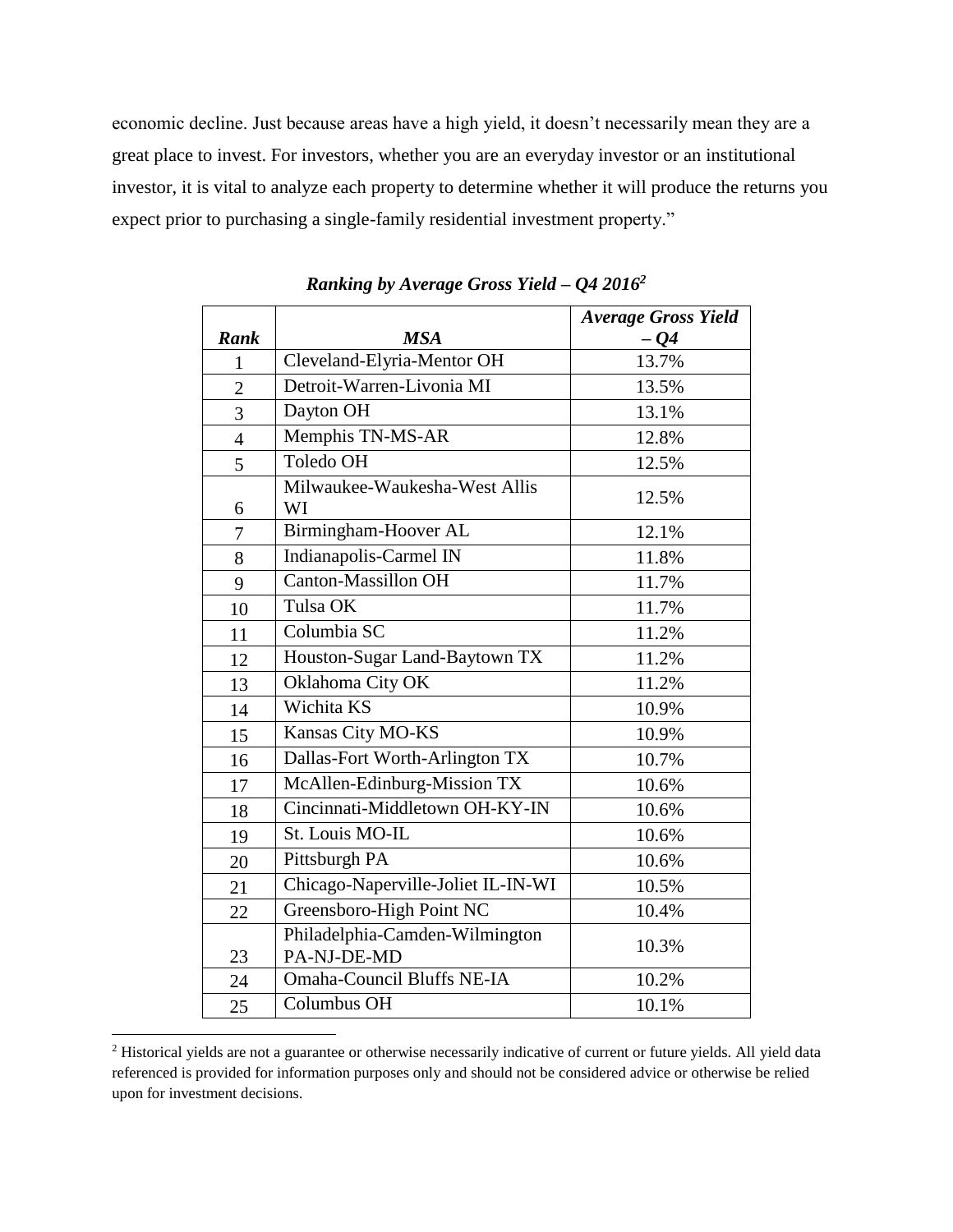economic decline. Just because areas have a high yield, it doesn't necessarily mean they are a great place to invest. For investors, whether you are an everyday investor or an institutional investor, it is vital to analyze each property to determine whether it will produce the returns you expect prior to purchasing a single-family residential investment property."

***Ranking by Average Gross Yield – Q4 2016*[2]**

| ***Rank*** | ***MSA*** | ***Average Gross Yield – Q4*** |
|---|---|---|
| 1 | Cleveland-Elyria-Mentor OH | 13.7% |
| 2 | Detroit-Warren-Livonia MI | 13.5% |
| 3 | Dayton OH | 13.1% |
| 4 | Memphis TN-MS-AR | 12.8% |
| 5 | Toledo OH | 12.5% |
| 6 | Milwaukee-Waukesha-West Allis WI | 12.5% |
| 7 | Birmingham-Hoover AL | 12.1% |
| 8 | Indianapolis-Carmel IN | 11.8% |
| 9 | Canton-Massillon OH | 11.7% |
| 10 | Tulsa OK | 11.7% |
| 11 | Columbia SC | 11.2% |
| 12 | Houston-Sugar Land-Baytown TX | 11.2% |
| 13 | Oklahoma City OK | 11.2% |
| 14 | Wichita KS | 10.9% |
| 15 | Kansas City MO-KS | 10.9% |
| 16 | Dallas-Fort Worth-Arlington TX | 10.7% |
| 17 | McAllen-Edinburg-Mission TX | 10.6% |
| 18 | Cincinnati-Middletown OH-KY-IN | 10.6% |
| 19 | St. Louis MO-IL | 10.6% |
| 20 | Pittsburgh PA | 10.6% |
| 21 | Chicago-Naperville-Joliet IL-IN-WI | 10.5% |
| 22 | Greensboro-High Point NC | 10.4% |
| 23 | Philadelphia-Camden-Wilmington PA-NJ-DE-MD | 10.3% |
| 24 | Omaha-Council Bluffs NE-IA | 10.2% |
| 25 | Columbus OH | 10.1% |

[2] Historical yields are not a guarantee or otherwise necessarily indicative of current or future yields. All yield data referenced is provided for information purposes only and should not be considered advice or otherwise be relied upon for investment decisions.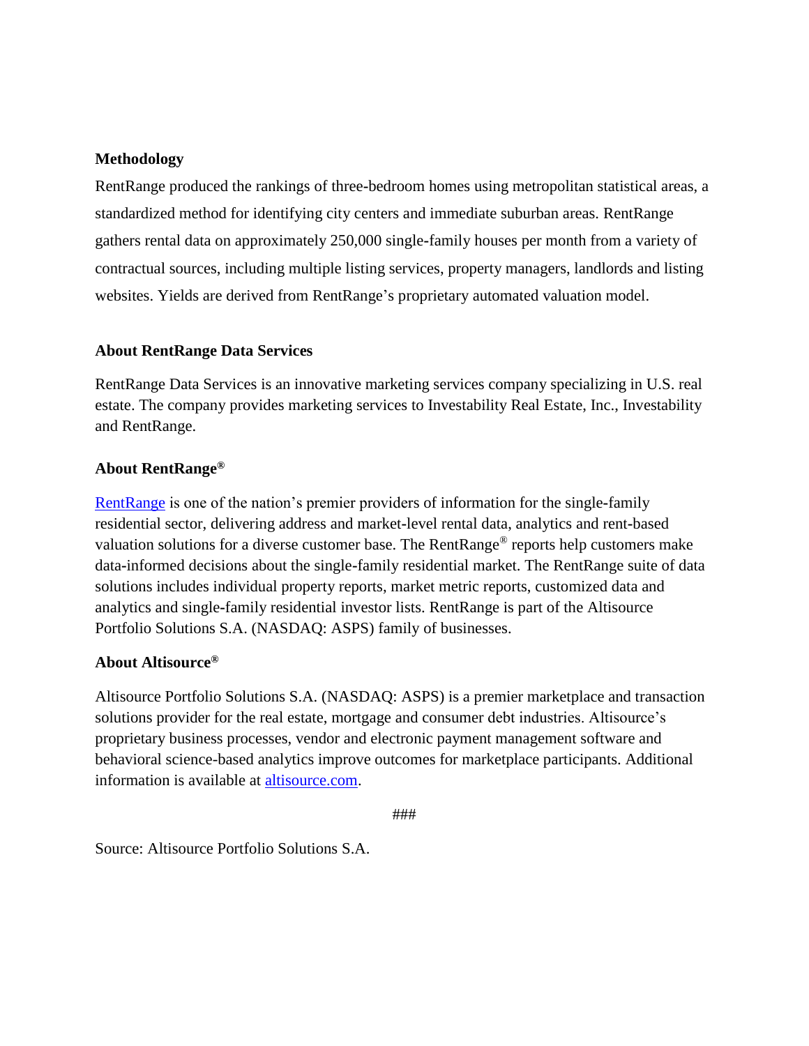**Methodology**

RentRange produced the rankings of three-bedroom homes using metropolitan statistical areas, a standardized method for identifying city centers and immediate suburban areas. RentRange gathers rental data on approximately 250,000 single-family houses per month from a variety of contractual sources, including multiple listing services, property managers, landlords and listing websites. Yields are derived from RentRange's proprietary automated valuation model.

**About RentRange Data Services**

RentRange Data Services is an innovative marketing services company specializing in U.S. real estate. The company provides marketing services to Investability Real Estate, Inc., Investability and RentRange.

**About RentRange®**

RentRange is one of the nation's premier providers of information for the single-family residential sector, delivering address and market-level rental data, analytics and rent-based valuation solutions for a diverse customer base. The RentRange® reports help customers make data-informed decisions about the single-family residential market. The RentRange suite of data solutions includes individual property reports, market metric reports, customized data and analytics and single-family residential investor lists. RentRange is part of the Altisource Portfolio Solutions S.A. (NASDAQ: ASPS) family of businesses.

**About Altisource®**

Altisource Portfolio Solutions S.A. (NASDAQ: ASPS) is a premier marketplace and transaction solutions provider for the real estate, mortgage and consumer debt industries. Altisource's proprietary business processes, vendor and electronic payment management software and behavioral science-based analytics improve outcomes for marketplace participants. Additional information is available at altisource.com.

###

Source: Altisource Portfolio Solutions S.A.